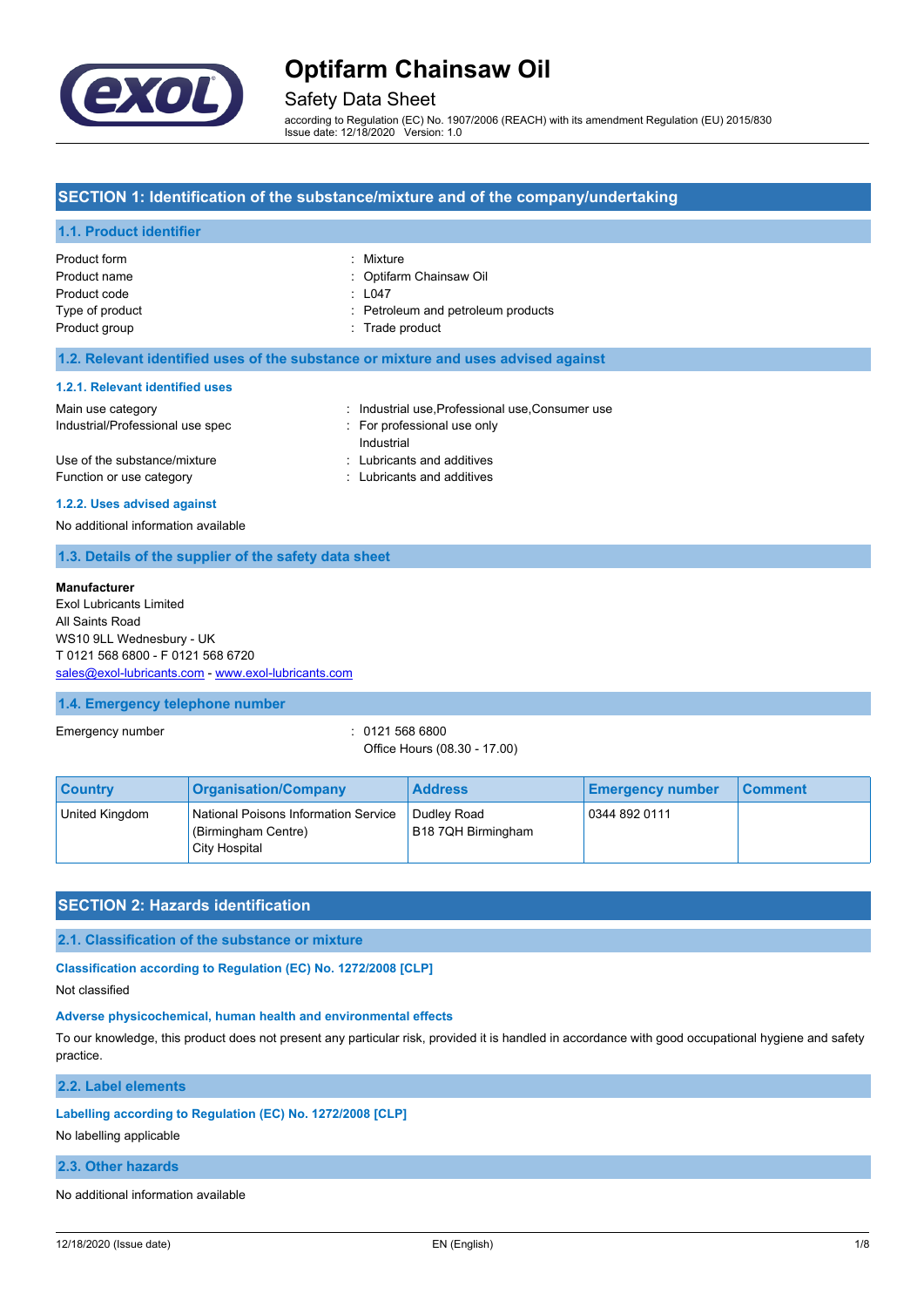# Optifarm Chainsaw Oil

## Safety Data Sheet

according to Regulation (EC) No. 1907/2006 (REACH) with its amendment Regulation (EU) 2015/830
Issue date: 12/18/2020 Version: 1.0

## SECTION 1: Identification of the substance/mixture and of the company/undertaking

### 1.1. Product identifier

| | |
|---|---|
| Product form | : Mixture |
| Product name | : Optifarm Chainsaw Oil |
| Product code | : L047 |
| Type of product | : Petroleum and petroleum products |
| Product group | : Trade product |

### 1.2. Relevant identified uses of the substance or mixture and uses advised against

#### 1.2.1. Relevant identified uses

| | |
|---|---|
| Main use category | : Industrial use,Professional use,Consumer use |
| Industrial/Professional use spec | : For professional use only<br>Industrial |
| Use of the substance/mixture | : Lubricants and additives |
| Function or use category | : Lubricants and additives |

#### 1.2.2. Uses advised against

No additional information available

### 1.3. Details of the supplier of the safety data sheet

**Manufacturer**
Exol Lubricants Limited
All Saints Road
WS10 9LL Wednesbury - UK
T 0121 568 6800 - F 0121 568 6720
sales@exol-lubricants.com - www.exol-lubricants.com

### 1.4. Emergency telephone number

Emergency number : 0121 568 6800
Office Hours (08.30 - 17.00)

| Country | Organisation/Company | Address | Emergency number | Comment |
|---|---|---|---|---|
| United Kingdom | National Poisons Information Service (Birmingham Centre)<br>City Hospital | Dudley Road<br>B18 7QH Birmingham | 0344 892 0111 | |

## SECTION 2: Hazards identification

### 2.1. Classification of the substance or mixture

**Classification according to Regulation (EC) No. 1272/2008 [CLP]**

Not classified

**Adverse physicochemical, human health and environmental effects**

To our knowledge, this product does not present any particular risk, provided it is handled in accordance with good occupational hygiene and safety practice.

### 2.2. Label elements

**Labelling according to Regulation (EC) No. 1272/2008 [CLP]**

No labelling applicable

### 2.3. Other hazards

No additional information available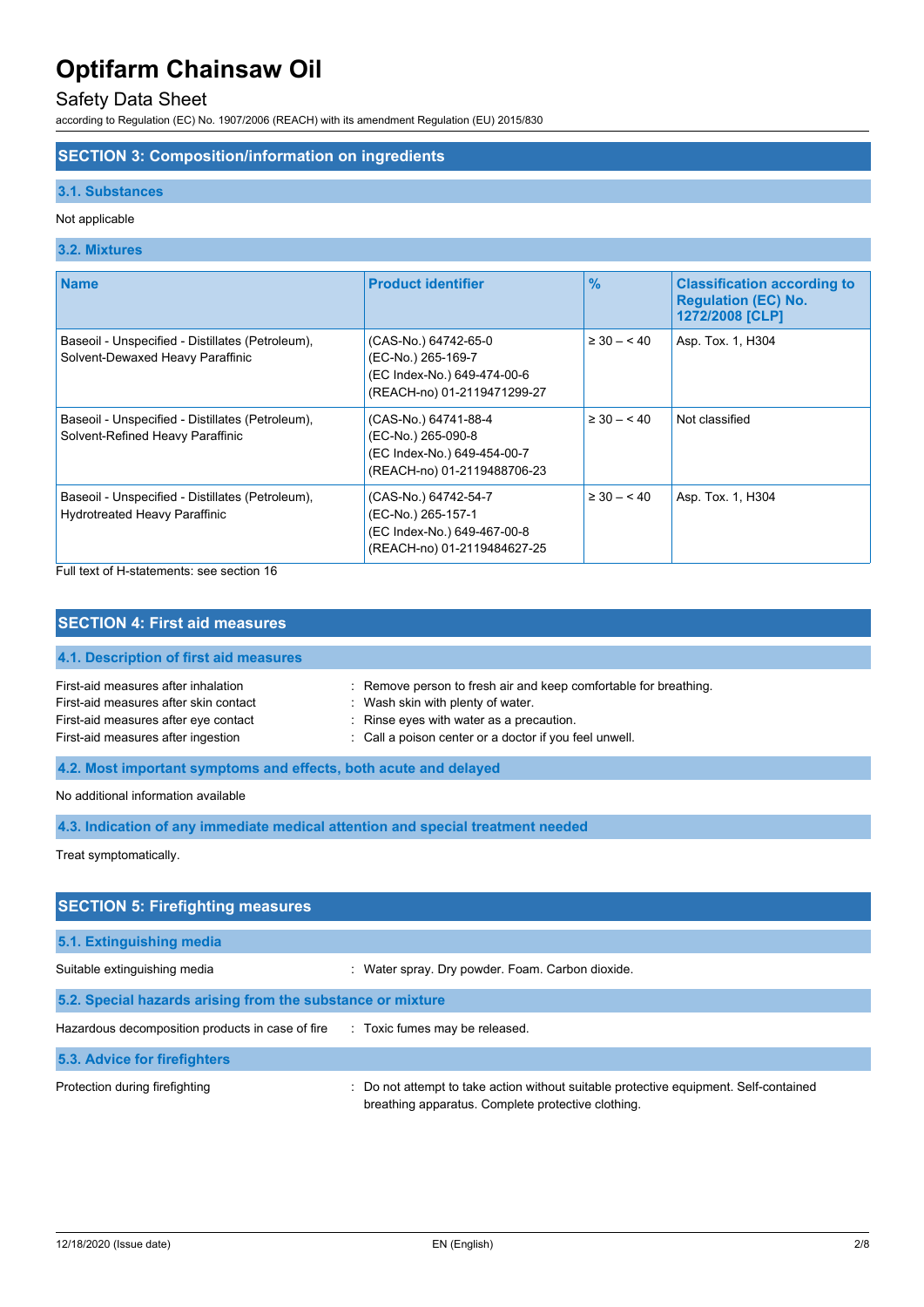## SECTION 3: Composition/information on ingredients

### 3.1. Substances

Not applicable

### 3.2. Mixtures

| Name | Product identifier | % | Classification according to Regulation (EC) No. 1272/2008 [CLP] |
|---|---|---|---|
| Baseoil - Unspecified - Distillates (Petroleum), Solvent-Dewaxed Heavy Paraffinic | (CAS-No.) 64742-65-0<br>(EC-No.) 265-169-7<br>(EC Index-No.) 649-474-00-6<br>(REACH-no) 01-2119471299-27 | ≥ 30 – < 40 | Asp. Tox. 1, H304 |
| Baseoil - Unspecified - Distillates (Petroleum), Solvent-Refined Heavy Paraffinic | (CAS-No.) 64741-88-4<br>(EC-No.) 265-090-8<br>(EC Index-No.) 649-454-00-7<br>(REACH-no) 01-2119488706-23 | ≥ 30 – < 40 | Not classified |
| Baseoil - Unspecified - Distillates (Petroleum), Hydrotreated Heavy Paraffinic | (CAS-No.) 64742-54-7<br>(EC-No.) 265-157-1<br>(EC Index-No.) 649-467-00-8<br>(REACH-no) 01-2119484627-25 | ≥ 30 – < 40 | Asp. Tox. 1, H304 |

Full text of H-statements: see section 16

## SECTION 4: First aid measures

### 4.1. Description of first aid measures

First-aid measures after inhalation : Remove person to fresh air and keep comfortable for breathing.

First-aid measures after skin contact : Wash skin with plenty of water.

First-aid measures after eye contact : Rinse eyes with water as a precaution.

First-aid measures after ingestion : Call a poison center or a doctor if you feel unwell.

### 4.2. Most important symptoms and effects, both acute and delayed

No additional information available

### 4.3. Indication of any immediate medical attention and special treatment needed

Treat symptomatically.

## SECTION 5: Firefighting measures

### 5.1. Extinguishing media

Suitable extinguishing media : Water spray. Dry powder. Foam. Carbon dioxide.

### 5.2. Special hazards arising from the substance or mixture

Hazardous decomposition products in case of fire : Toxic fumes may be released.

### 5.3. Advice for firefighters

Protection during firefighting : Do not attempt to take action without suitable protective equipment. Self-contained breathing apparatus. Complete protective clothing.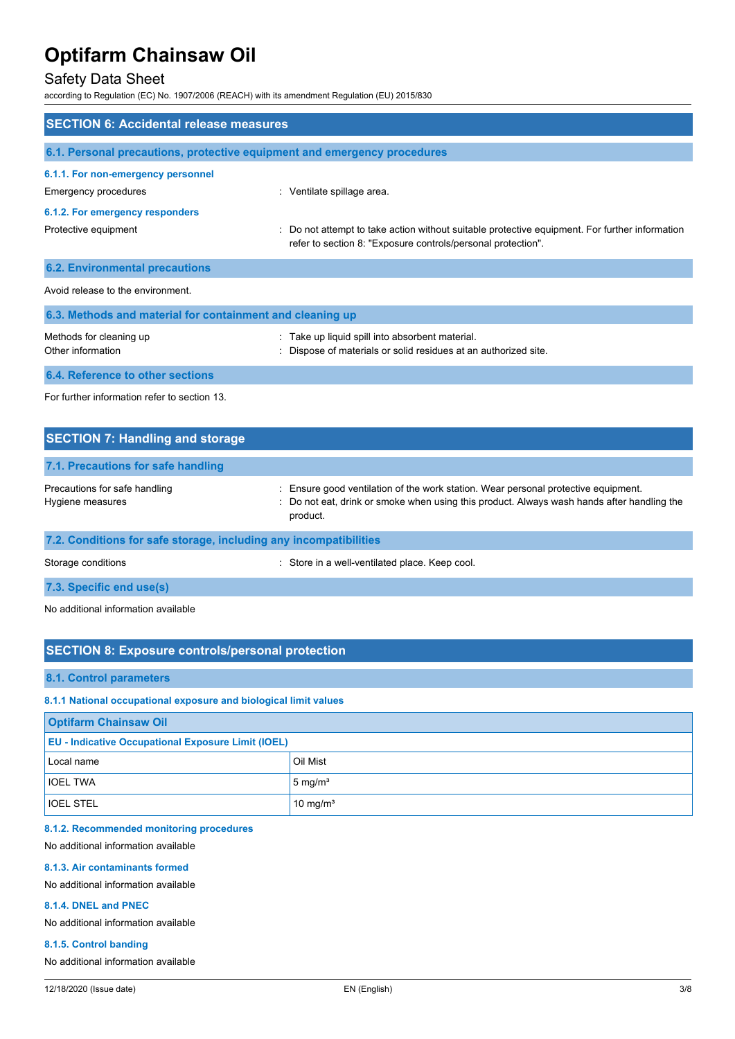## SECTION 6: Accidental release measures

### 6.1. Personal precautions, protective equipment and emergency procedures

#### 6.1.1. For non-emergency personnel

Emergency procedures : Ventilate spillage area.

#### 6.1.2. For emergency responders

Protective equipment : Do not attempt to take action without suitable protective equipment. For further information refer to section 8: "Exposure controls/personal protection".

### 6.2. Environmental precautions

Avoid release to the environment.

### 6.3. Methods and material for containment and cleaning up

Methods for cleaning up : Take up liquid spill into absorbent material.

Other information : Dispose of materials or solid residues at an authorized site.

### 6.4. Reference to other sections

For further information refer to section 13.

## SECTION 7: Handling and storage

### 7.1. Precautions for safe handling

Precautions for safe handling : Ensure good ventilation of the work station. Wear personal protective equipment.

Hygiene measures : Do not eat, drink or smoke when using this product. Always wash hands after handling the product.

### 7.2. Conditions for safe storage, including any incompatibilities

Storage conditions : Store in a well-ventilated place. Keep cool.

### 7.3. Specific end use(s)

No additional information available

## SECTION 8: Exposure controls/personal protection

### 8.1. Control parameters

#### 8.1.1 National occupational exposure and biological limit values

| Optifarm Chainsaw Oil | |
|---|---|
| **EU - Indicative Occupational Exposure Limit (IOEL)** | |
| Local name | Oil Mist |
| IOEL TWA | 5 mg/m³ |
| IOEL STEL | 10 mg/m³ |

#### 8.1.2. Recommended monitoring procedures

No additional information available

#### 8.1.3. Air contaminants formed

No additional information available

#### 8.1.4. DNEL and PNEC

No additional information available

#### 8.1.5. Control banding

No additional information available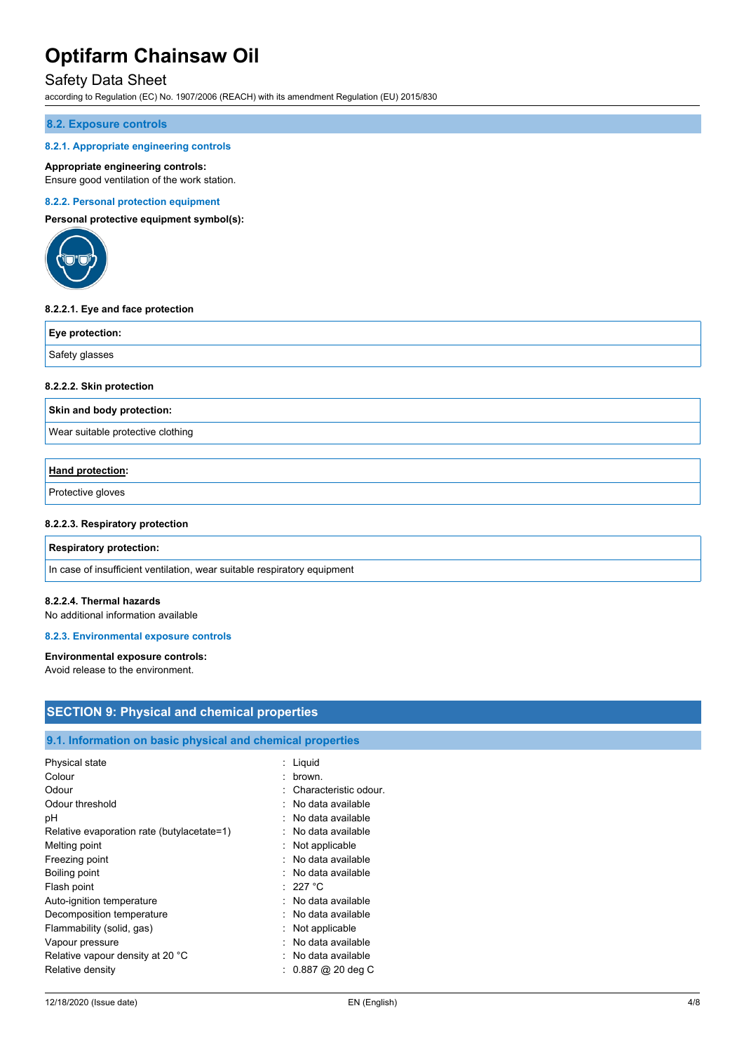## 8.2. Exposure controls

### 8.2.1. Appropriate engineering controls

**Appropriate engineering controls:**
Ensure good ventilation of the work station.

### 8.2.2. Personal protection equipment

**Personal protective equipment symbol(s):**

#### 8.2.2.1. Eye and face protection

| Eye protection: |
|---|
| Safety glasses |

#### 8.2.2.2. Skin protection

| Skin and body protection: |
|---|
| Wear suitable protective clothing |

| **Hand protection**: |
|---|
| Protective gloves |

#### 8.2.2.3. Respiratory protection

| Respiratory protection: |
|---|
| In case of insufficient ventilation, wear suitable respiratory equipment |

#### 8.2.2.4. Thermal hazards

No additional information available

### 8.2.3. Environmental exposure controls

**Environmental exposure controls:**
Avoid release to the environment.

# SECTION 9: Physical and chemical properties

## 9.1. Information on basic physical and chemical properties

| | |
|---|---|
| Physical state | : Liquid |
| Colour | : brown. |
| Odour | : Characteristic odour. |
| Odour threshold | : No data available |
| pH | : No data available |
| Relative evaporation rate (butylacetate=1) | : No data available |
| Melting point | : Not applicable |
| Freezing point | : No data available |
| Boiling point | : No data available |
| Flash point | : 227 °C |
| Auto-ignition temperature | : No data available |
| Decomposition temperature | : No data available |
| Flammability (solid, gas) | : Not applicable |
| Vapour pressure | : No data available |
| Relative vapour density at 20 °C | : No data available |
| Relative density | : 0.887 @ 20 deg C |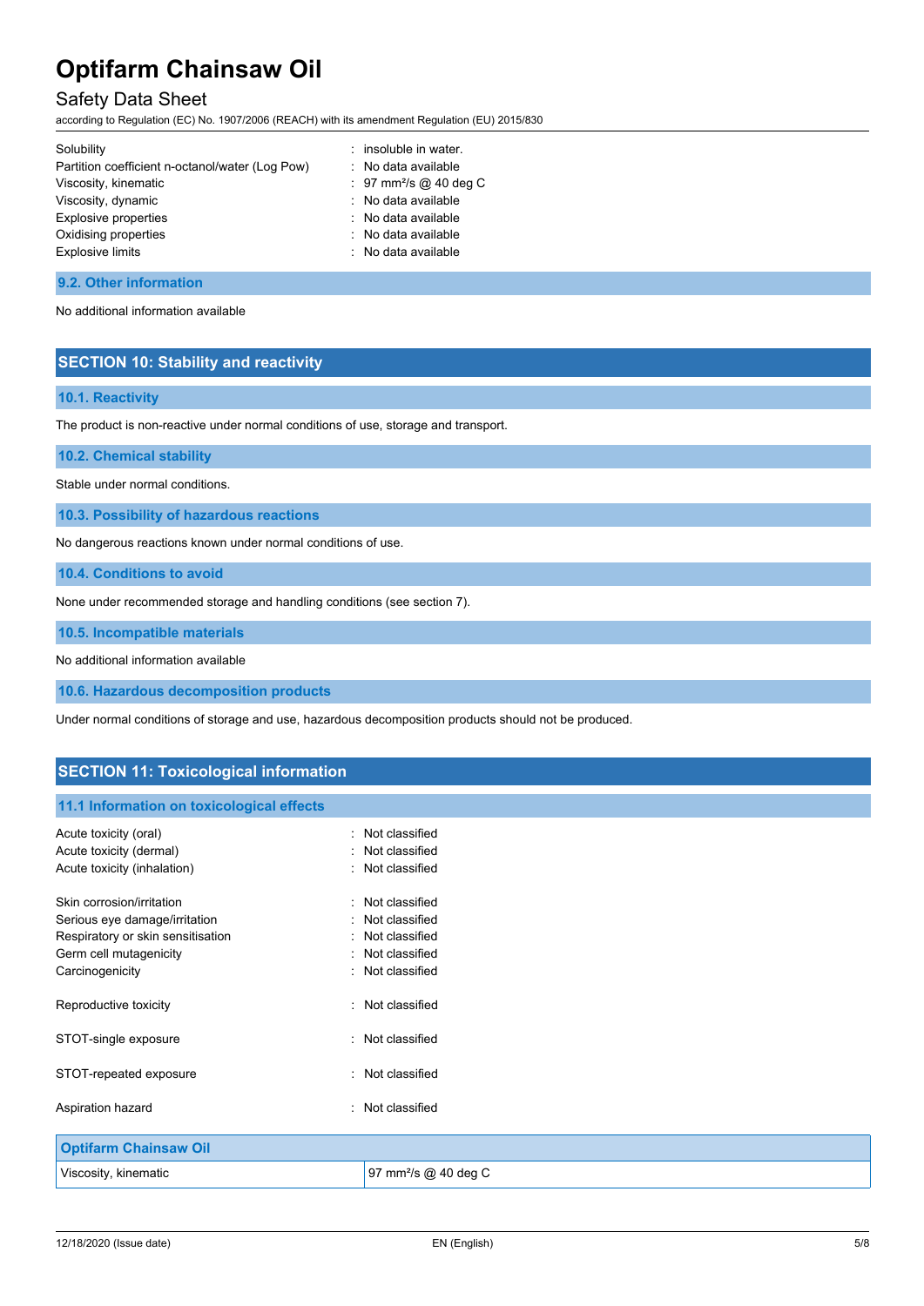| | |
|---|---|
| Solubility | : insoluble in water. |
| Partition coefficient n-octanol/water (Log Pow) | : No data available |
| Viscosity, kinematic | : 97 mm²/s @ 40 deg C |
| Viscosity, dynamic | : No data available |
| Explosive properties | : No data available |
| Oxidising properties | : No data available |
| Explosive limits | : No data available |

### 9.2. Other information

No additional information available

## SECTION 10: Stability and reactivity

### 10.1. Reactivity

The product is non-reactive under normal conditions of use, storage and transport.

### 10.2. Chemical stability

Stable under normal conditions.

### 10.3. Possibility of hazardous reactions

No dangerous reactions known under normal conditions of use.

### 10.4. Conditions to avoid

None under recommended storage and handling conditions (see section 7).

### 10.5. Incompatible materials

No additional information available

### 10.6. Hazardous decomposition products

Under normal conditions of storage and use, hazardous decomposition products should not be produced.

## SECTION 11: Toxicological information

### 11.1 Information on toxicological effects

| | |
|---|---|
| Acute toxicity (oral) | : Not classified |
| Acute toxicity (dermal) | : Not classified |
| Acute toxicity (inhalation) | : Not classified |
| Skin corrosion/irritation | : Not classified |
| Serious eye damage/irritation | : Not classified |
| Respiratory or skin sensitisation | : Not classified |
| Germ cell mutagenicity | : Not classified |
| Carcinogenicity | : Not classified |
| Reproductive toxicity | : Not classified |
| STOT-single exposure | : Not classified |
| STOT-repeated exposure | : Not classified |
| Aspiration hazard | : Not classified |

| Optifarm Chainsaw Oil | |
|---|---|
| Viscosity, kinematic | 97 mm²/s @ 40 deg C |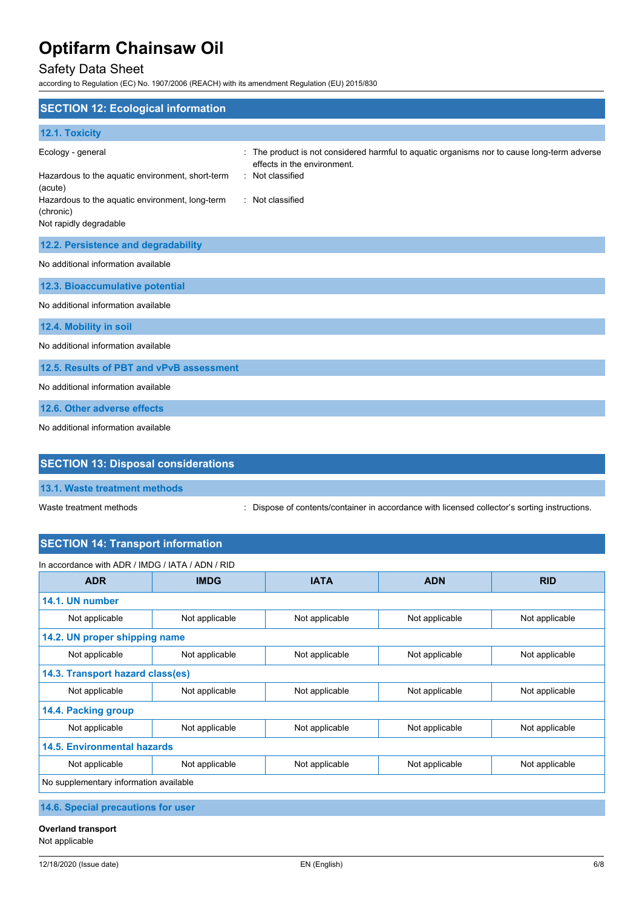## SECTION 12: Ecological information

### 12.1. Toxicity

Ecology - general : The product is not considered harmful to aquatic organisms nor to cause long-term adverse effects in the environment.

Hazardous to the aquatic environment, short-term (acute) : Not classified

Hazardous to the aquatic environment, long-term (chronic) : Not classified

Not rapidly degradable

### 12.2. Persistence and degradability

No additional information available

### 12.3. Bioaccumulative potential

No additional information available

### 12.4. Mobility in soil

No additional information available

### 12.5. Results of PBT and vPvB assessment

No additional information available

### 12.6. Other adverse effects

No additional information available

## SECTION 13: Disposal considerations

### 13.1. Waste treatment methods

Waste treatment methods : Dispose of contents/container in accordance with licensed collector's sorting instructions.

## SECTION 14: Transport information

In accordance with ADR / IMDG / IATA / ADN / RID

| ADR | IMDG | IATA | ADN | RID |
|---|---|---|---|---|
| **14.1. UN number** | | | | |
| Not applicable | Not applicable | Not applicable | Not applicable | Not applicable |
| **14.2. UN proper shipping name** | | | | |
| Not applicable | Not applicable | Not applicable | Not applicable | Not applicable |
| **14.3. Transport hazard class(es)** | | | | |
| Not applicable | Not applicable | Not applicable | Not applicable | Not applicable |
| **14.4. Packing group** | | | | |
| Not applicable | Not applicable | Not applicable | Not applicable | Not applicable |
| **14.5. Environmental hazards** | | | | |
| Not applicable | Not applicable | Not applicable | Not applicable | Not applicable |
| No supplementary information available | | | | |

### 14.6. Special precautions for user

**Overland transport**

Not applicable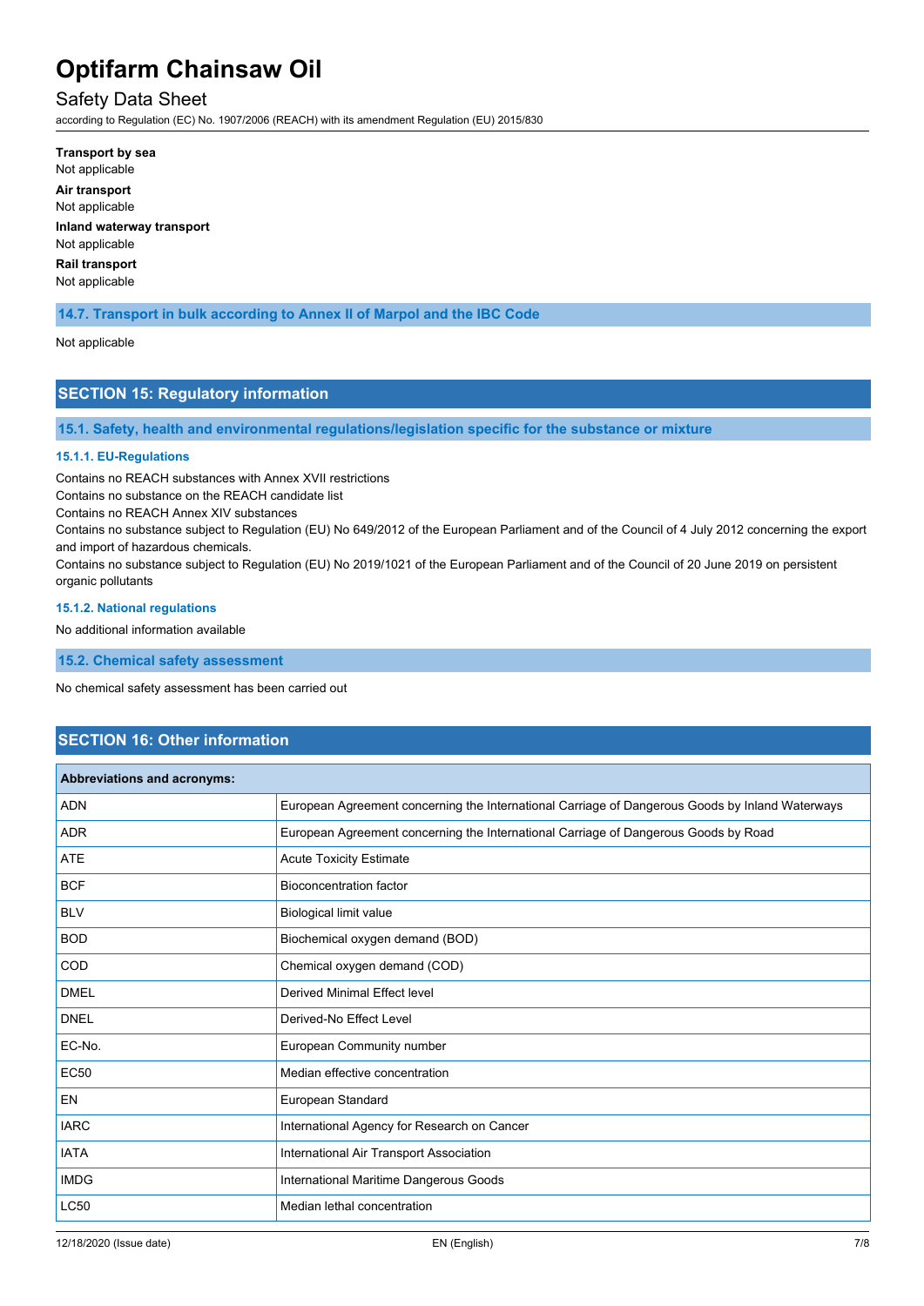**Transport by sea**

Not applicable

**Air transport**

Not applicable

**Inland waterway transport**

Not applicable

**Rail transport**

Not applicable

### 14.7. Transport in bulk according to Annex II of Marpol and the IBC Code

Not applicable

## SECTION 15: Regulatory information

### 15.1. Safety, health and environmental regulations/legislation specific for the substance or mixture

#### 15.1.1. EU-Regulations

Contains no REACH substances with Annex XVII restrictions

Contains no substance on the REACH candidate list

Contains no REACH Annex XIV substances

Contains no substance subject to Regulation (EU) No 649/2012 of the European Parliament and of the Council of 4 July 2012 concerning the export and import of hazardous chemicals.

Contains no substance subject to Regulation (EU) No 2019/1021 of the European Parliament and of the Council of 20 June 2019 on persistent organic pollutants

#### 15.1.2. National regulations

No additional information available

### 15.2. Chemical safety assessment

No chemical safety assessment has been carried out

## SECTION 16: Other information

| Abbreviations and acronyms: | |
|---|---|
| ADN | European Agreement concerning the International Carriage of Dangerous Goods by Inland Waterways |
| ADR | European Agreement concerning the International Carriage of Dangerous Goods by Road |
| ATE | Acute Toxicity Estimate |
| BCF | Bioconcentration factor |
| BLV | Biological limit value |
| BOD | Biochemical oxygen demand (BOD) |
| COD | Chemical oxygen demand (COD) |
| DMEL | Derived Minimal Effect level |
| DNEL | Derived-No Effect Level |
| EC-No. | European Community number |
| EC50 | Median effective concentration |
| EN | European Standard |
| IARC | International Agency for Research on Cancer |
| IATA | International Air Transport Association |
| IMDG | International Maritime Dangerous Goods |
| LC50 | Median lethal concentration |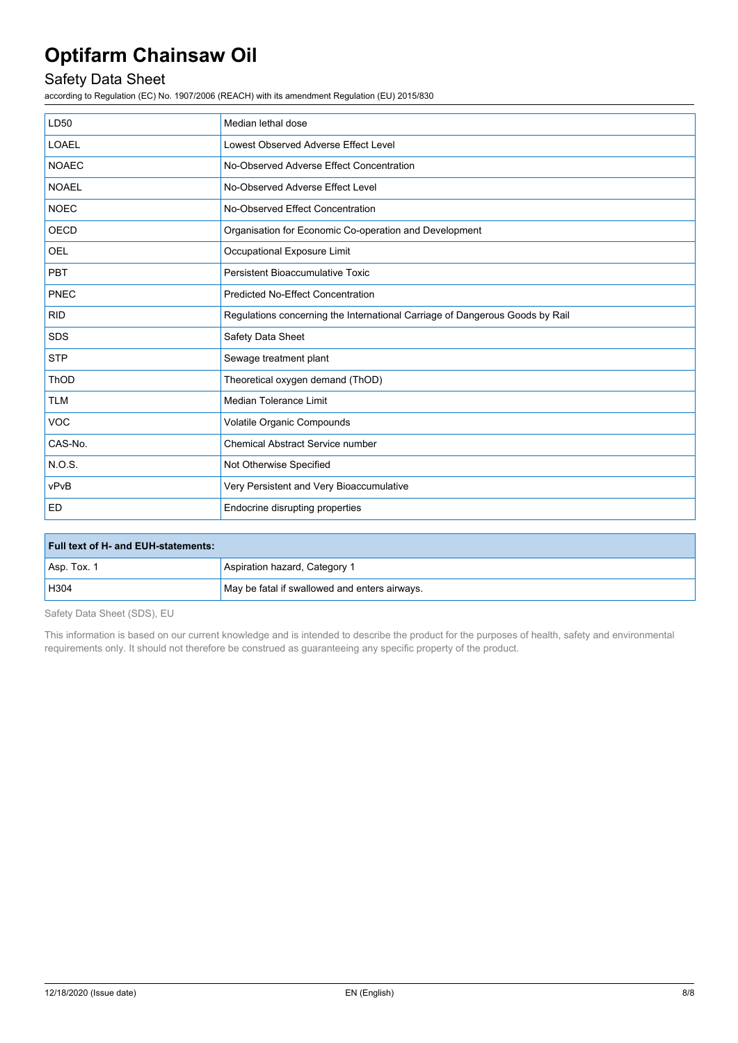| | |
|---|---|
| LD50 | Median lethal dose |
| LOAEL | Lowest Observed Adverse Effect Level |
| NOAEC | No-Observed Adverse Effect Concentration |
| NOAEL | No-Observed Adverse Effect Level |
| NOEC | No-Observed Effect Concentration |
| OECD | Organisation for Economic Co-operation and Development |
| OEL | Occupational Exposure Limit |
| PBT | Persistent Bioaccumulative Toxic |
| PNEC | Predicted No-Effect Concentration |
| RID | Regulations concerning the International Carriage of Dangerous Goods by Rail |
| SDS | Safety Data Sheet |
| STP | Sewage treatment plant |
| ThOD | Theoretical oxygen demand (ThOD) |
| TLM | Median Tolerance Limit |
| VOC | Volatile Organic Compounds |
| CAS-No. | Chemical Abstract Service number |
| N.O.S. | Not Otherwise Specified |
| vPvB | Very Persistent and Very Bioaccumulative |
| ED | Endocrine disrupting properties |

| **Full text of H- and EUH-statements:** | |
|---|---|
| Asp. Tox. 1 | Aspiration hazard, Category 1 |
| H304 | May be fatal if swallowed and enters airways. |

Safety Data Sheet (SDS), EU

This information is based on our current knowledge and is intended to describe the product for the purposes of health, safety and environmental requirements only. It should not therefore be construed as guaranteeing any specific property of the product.